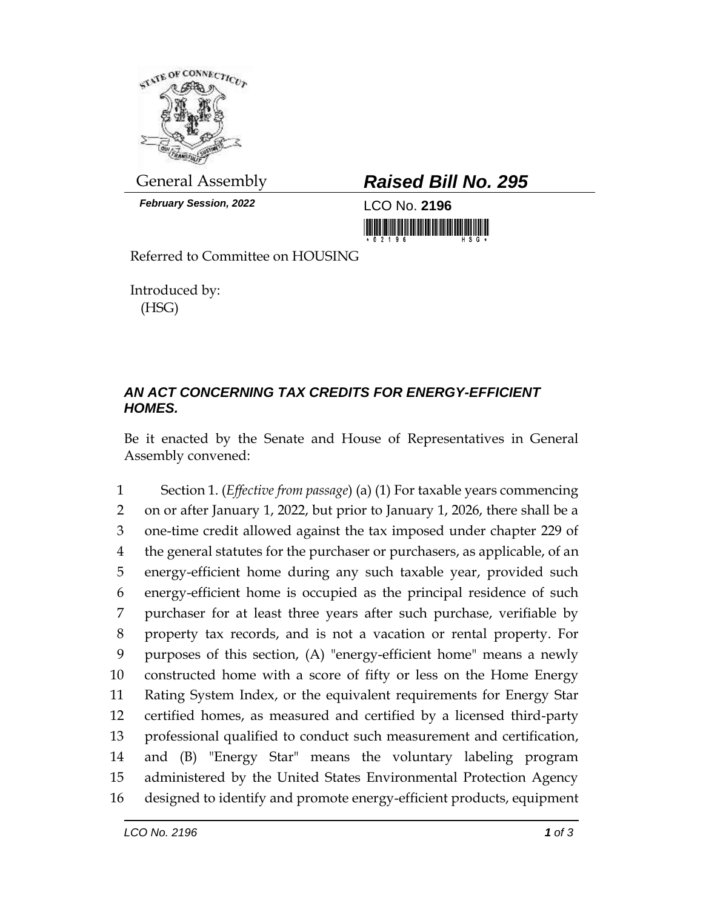General Assembly

***February Session, 2022***

## ***Raised Bill No. 295***

LCO No. **2196**

Referred to Committee on HOUSING

Introduced by:
(HSG)

### ***AN ACT CONCERNING TAX CREDITS FOR ENERGY-EFFICIENT HOMES.***

Be it enacted by the Senate and House of Representatives in General Assembly convened:

1 Section 1. (*Effective from passage*) (a) (1) For taxable years commencing
2 on or after January 1, 2022, but prior to January 1, 2026, there shall be a
3 one-time credit allowed against the tax imposed under chapter 229 of
4 the general statutes for the purchaser or purchasers, as applicable, of an
5 energy-efficient home during any such taxable year, provided such
6 energy-efficient home is occupied as the principal residence of such
7 purchaser for at least three years after such purchase, verifiable by
8 property tax records, and is not a vacation or rental property. For
9 purposes of this section, (A) "energy-efficient home" means a newly
10 constructed home with a score of fifty or less on the Home Energy
11 Rating System Index, or the equivalent requirements for Energy Star
12 certified homes, as measured and certified by a licensed third-party
13 professional qualified to conduct such measurement and certification,
14 and (B) "Energy Star" means the voluntary labeling program
15 administered by the United States Environmental Protection Agency
16 designed to identify and promote energy-efficient products, equipment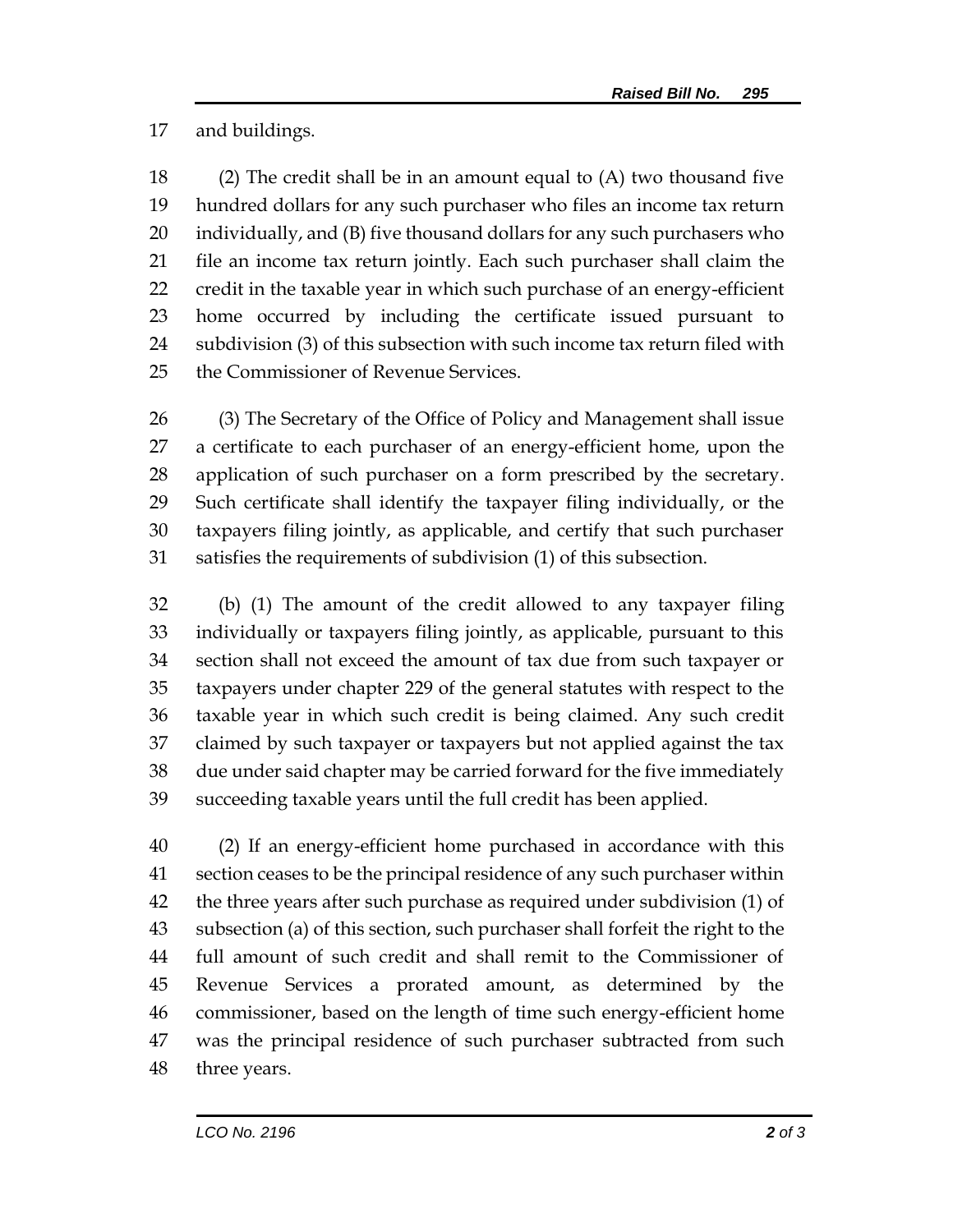and buildings.

(2) The credit shall be in an amount equal to (A) two thousand five hundred dollars for any such purchaser who files an income tax return individually, and (B) five thousand dollars for any such purchasers who file an income tax return jointly. Each such purchaser shall claim the credit in the taxable year in which such purchase of an energy-efficient home occurred by including the certificate issued pursuant to subdivision (3) of this subsection with such income tax return filed with the Commissioner of Revenue Services.

(3) The Secretary of the Office of Policy and Management shall issue a certificate to each purchaser of an energy-efficient home, upon the application of such purchaser on a form prescribed by the secretary. Such certificate shall identify the taxpayer filing individually, or the taxpayers filing jointly, as applicable, and certify that such purchaser satisfies the requirements of subdivision (1) of this subsection.

(b) (1) The amount of the credit allowed to any taxpayer filing individually or taxpayers filing jointly, as applicable, pursuant to this section shall not exceed the amount of tax due from such taxpayer or taxpayers under chapter 229 of the general statutes with respect to the taxable year in which such credit is being claimed. Any such credit claimed by such taxpayer or taxpayers but not applied against the tax due under said chapter may be carried forward for the five immediately succeeding taxable years until the full credit has been applied.

(2) If an energy-efficient home purchased in accordance with this section ceases to be the principal residence of any such purchaser within the three years after such purchase as required under subdivision (1) of subsection (a) of this section, such purchaser shall forfeit the right to the full amount of such credit and shall remit to the Commissioner of Revenue Services a prorated amount, as determined by the commissioner, based on the length of time such energy-efficient home was the principal residence of such purchaser subtracted from such three years.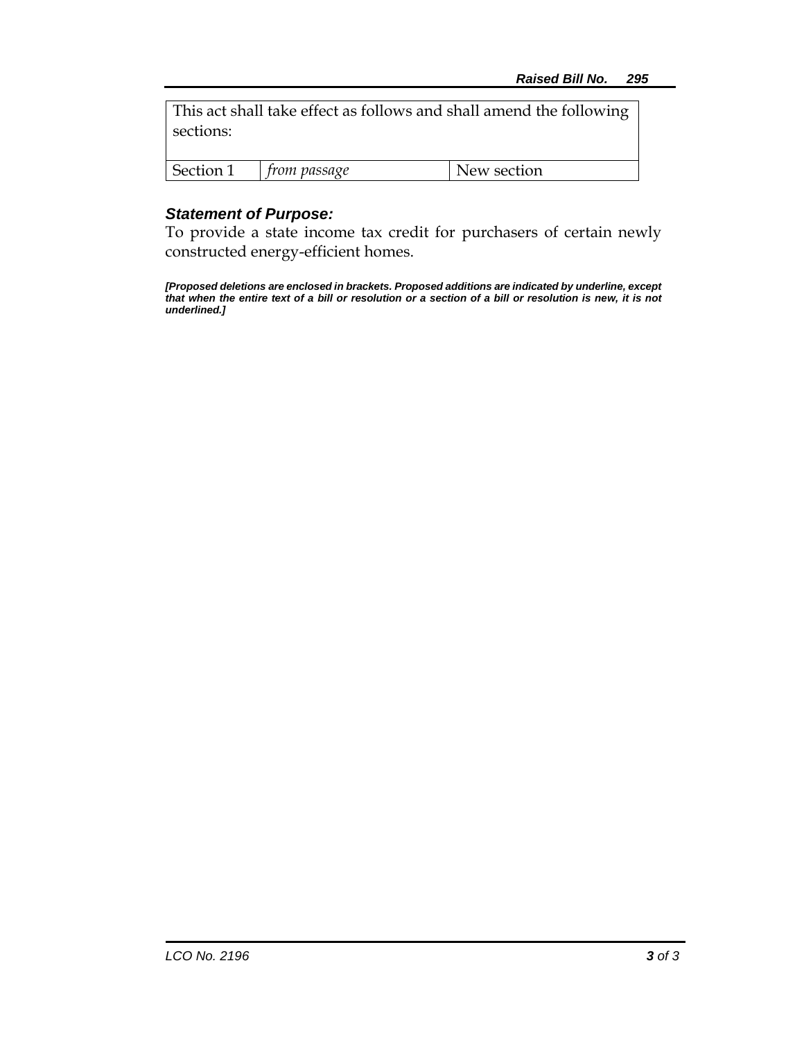| This act shall take effect as follows and shall amend the following sections: | | |
|---|---|---|
| Section 1 | *from passage* | New section |

### *Statement of Purpose:*

To provide a state income tax credit for purchasers of certain newly constructed energy-efficient homes.

***[Proposed deletions are enclosed in brackets. Proposed additions are indicated by underline, except that when the entire text of a bill or resolution or a section of a bill or resolution is new, it is not underlined.]***